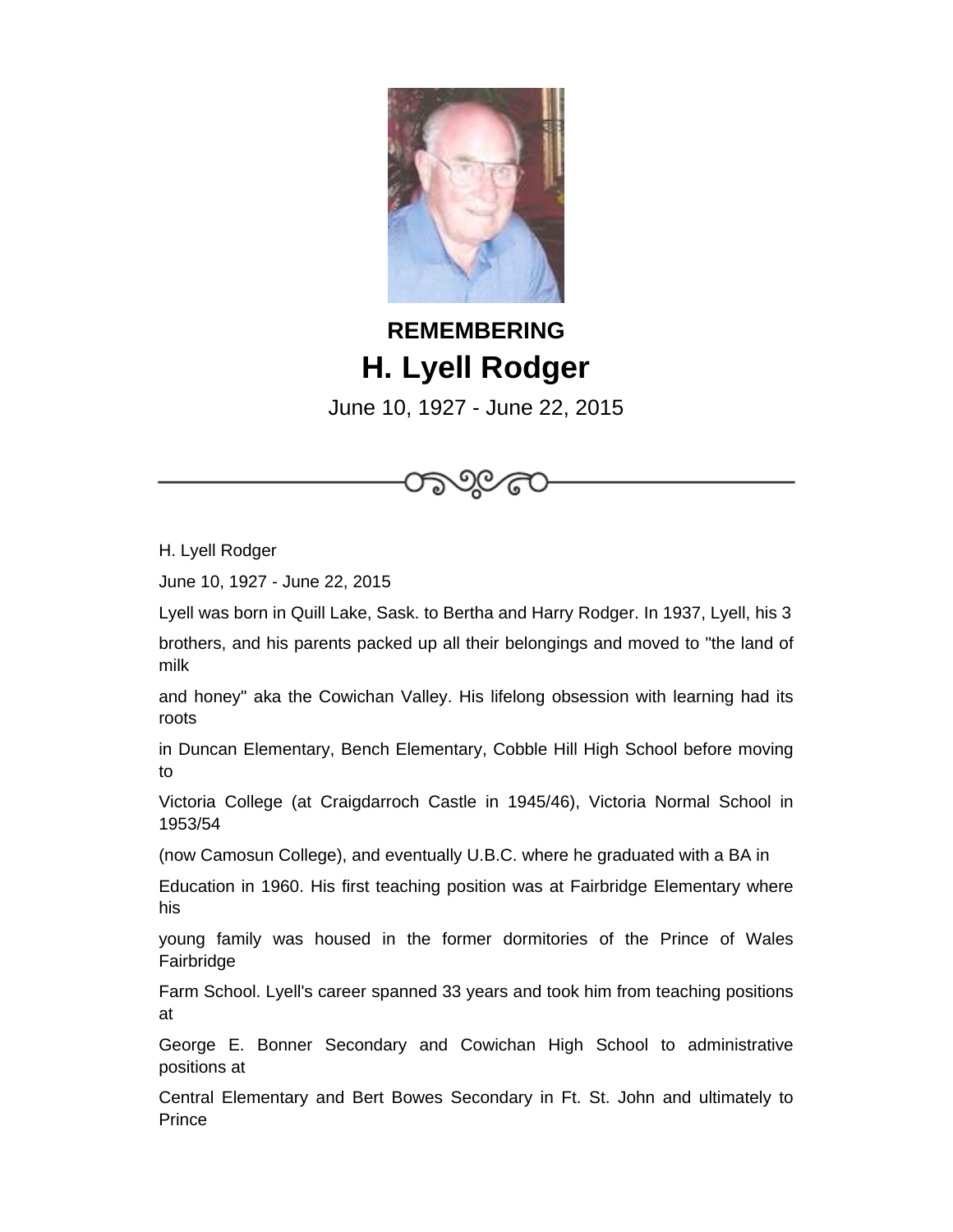**REMEMBERING**

# H. Lyell Rodger

June 10, 1927 - June 22, 2015

H. Lyell Rodger

June 10, 1927 - June 22, 2015

Lyell was born in Quill Lake, Sask. to Bertha and Harry Rodger. In 1937, Lyell, his 3 brothers, and his parents packed up all their belongings and moved to "the land of milk and honey" aka the Cowichan Valley. His lifelong obsession with learning had its roots in Duncan Elementary, Bench Elementary, Cobble Hill High School before moving to Victoria College (at Craigdarroch Castle in 1945/46), Victoria Normal School in 1953/54 (now Camosun College), and eventually U.B.C. where he graduated with a BA in Education in 1960. His first teaching position was at Fairbridge Elementary where his young family was housed in the former dormitories of the Prince of Wales Fairbridge Farm School. Lyell's career spanned 33 years and took him from teaching positions at George E. Bonner Secondary and Cowichan High School to administrative positions at Central Elementary and Bert Bowes Secondary in Ft. St. John and ultimately to Prince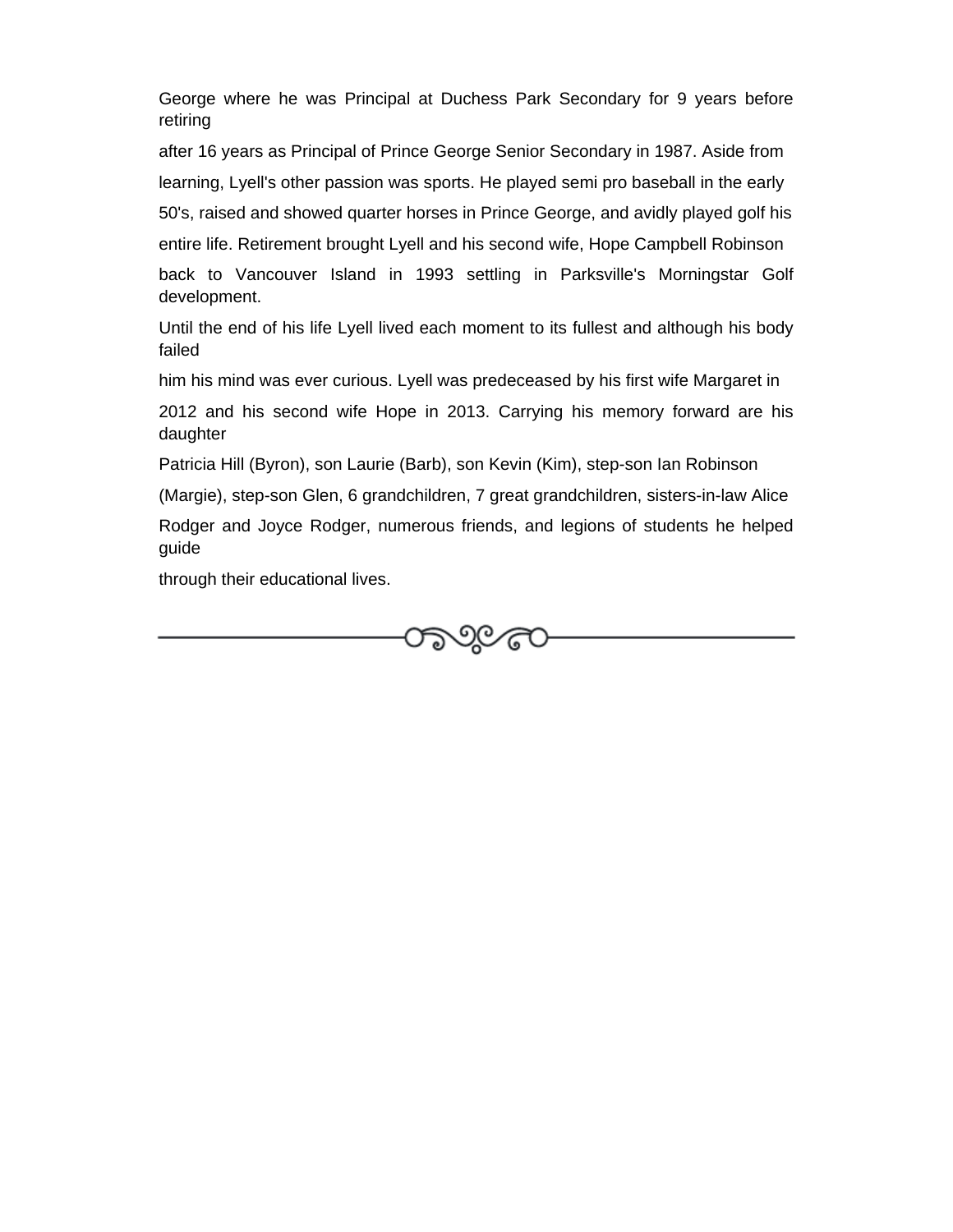George where he was Principal at Duchess Park Secondary for 9 years before retiring after 16 years as Principal of Prince George Senior Secondary in 1987. Aside from learning, Lyell's other passion was sports. He played semi pro baseball in the early 50's, raised and showed quarter horses in Prince George, and avidly played golf his entire life. Retirement brought Lyell and his second wife, Hope Campbell Robinson back to Vancouver Island in 1993 settling in Parksville's Morningstar Golf development.

Until the end of his life Lyell lived each moment to its fullest and although his body failed him his mind was ever curious. Lyell was predeceased by his first wife Margaret in 2012 and his second wife Hope in 2013. Carrying his memory forward are his daughter Patricia Hill (Byron), son Laurie (Barb), son Kevin (Kim), step-son Ian Robinson (Margie), step-son Glen, 6 grandchildren, 7 great grandchildren, sisters-in-law Alice Rodger and Joyce Rodger, numerous friends, and legions of students he helped guide through their educational lives.